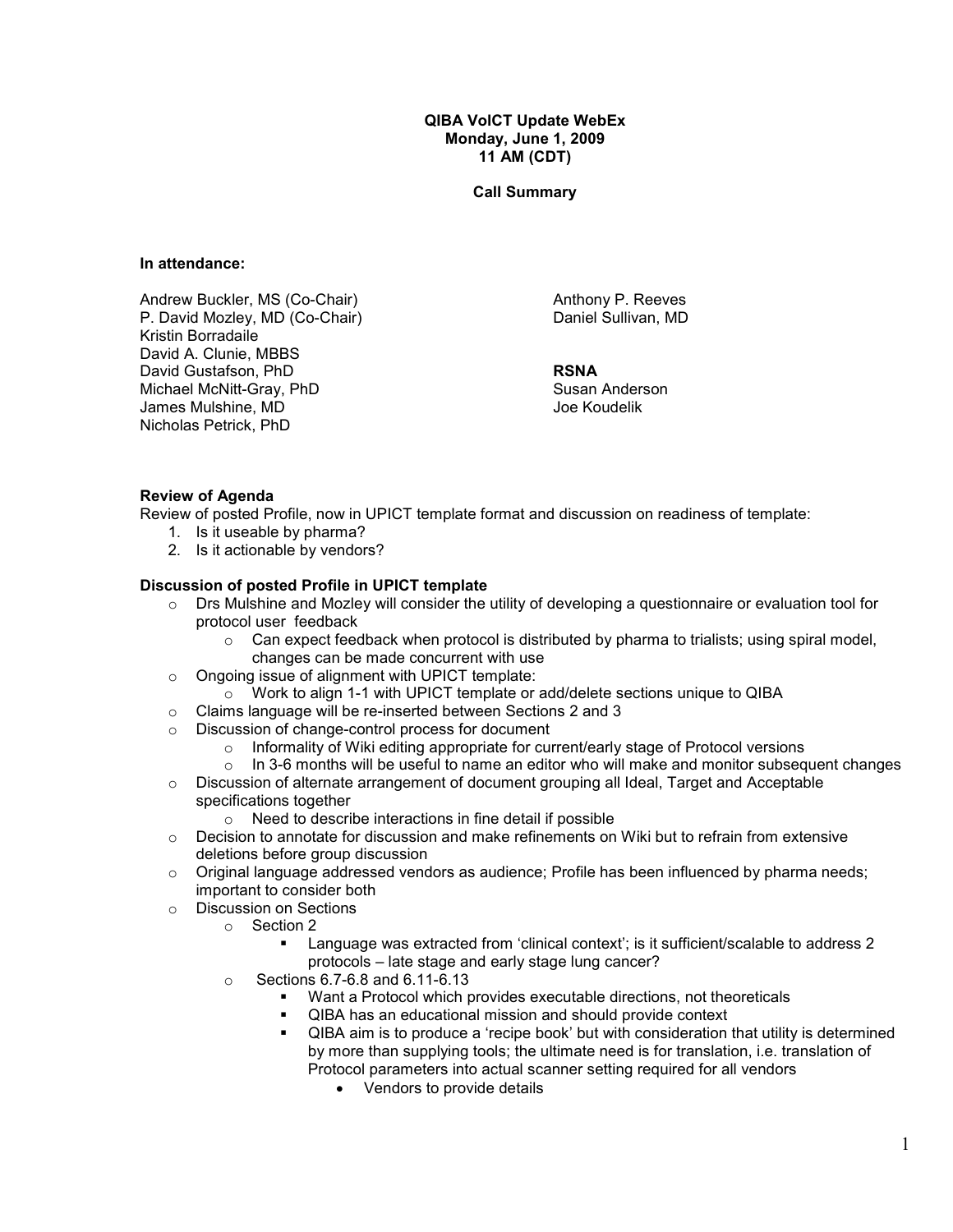**QIBA VolCT Update WebEx**
**Monday, June 1, 2009**
**11 AM (CDT)**

**Call Summary**

**In attendance:**

Andrew Buckler, MS (Co-Chair)
P. David Mozley, MD (Co-Chair)
Kristin Borradaile
David A. Clunie, MBBS
David Gustafson, PhD
Michael McNitt-Gray, PhD
James Mulshine, MD
Nicholas Petrick, PhD
Anthony P. Reeves
Daniel Sullivan, MD

**RSNA**
Susan Anderson
Joe Koudelik

**Review of Agenda**

Review of posted Profile, now in UPICT template format and discussion on readiness of template:

1. Is it useable by pharma?
2. Is it actionable by vendors?

**Discussion of posted Profile in UPICT template**

- Drs Mulshine and Mozley will consider the utility of developing a questionnaire or evaluation tool for protocol user feedback
  - Can expect feedback when protocol is distributed by pharma to trialists; using spiral model, changes can be made concurrent with use
- Ongoing issue of alignment with UPICT template:
  - Work to align 1-1 with UPICT template or add/delete sections unique to QIBA
- Claims language will be re-inserted between Sections 2 and 3
- Discussion of change-control process for document
  - Informality of Wiki editing appropriate for current/early stage of Protocol versions
  - In 3-6 months will be useful to name an editor who will make and monitor subsequent changes
- Discussion of alternate arrangement of document grouping all Ideal, Target and Acceptable specifications together
  - Need to describe interactions in fine detail if possible
- Decision to annotate for discussion and make refinements on Wiki but to refrain from extensive deletions before group discussion
- Original language addressed vendors as audience; Profile has been influenced by pharma needs; important to consider both
- Discussion on Sections
  - Section 2
    - Language was extracted from 'clinical context'; is it sufficient/scalable to address 2 protocols – late stage and early stage lung cancer?
  - Sections 6.7-6.8 and 6.11-6.13
    - Want a Protocol which provides executable directions, not theoreticals
    - QIBA has an educational mission and should provide context
    - QIBA aim is to produce a 'recipe book' but with consideration that utility is determined by more than supplying tools; the ultimate need is for translation, i.e. translation of Protocol parameters into actual scanner setting required for all vendors
      - Vendors to provide details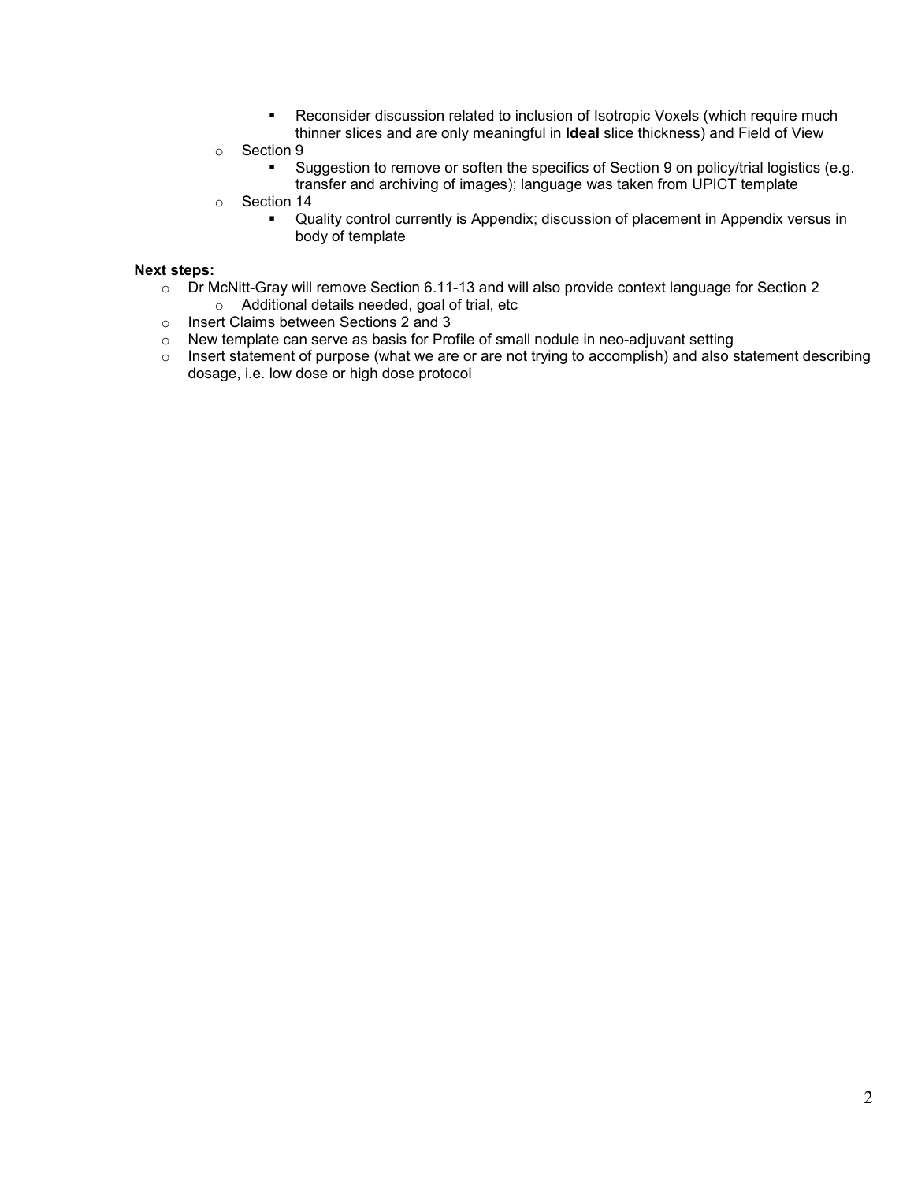- Reconsider discussion related to inclusion of Isotropic Voxels (which require much thinner slices and are only meaningful in **Ideal** slice thickness) and Field of View
    - Section 9
        - Suggestion to remove or soften the specifics of Section 9 on policy/trial logistics (e.g. transfer and archiving of images); language was taken from UPICT template
    - Section 14
        - Quality control currently is Appendix; discussion of placement in Appendix versus in body of template

**Next steps:**

- Dr McNitt-Gray will remove Section 6.11-13 and will also provide context language for Section 2
    - Additional details needed, goal of trial, etc
- Insert Claims between Sections 2 and 3
- New template can serve as basis for Profile of small nodule in neo-adjuvant setting
- Insert statement of purpose (what we are or are not trying to accomplish) and also statement describing dosage, i.e. low dose or high dose protocol